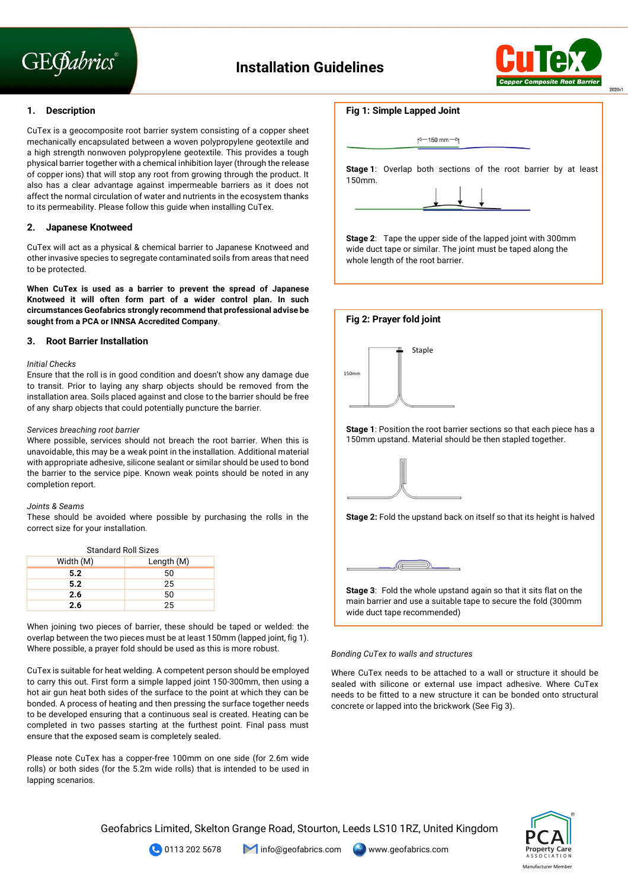# Installation Guidelines

## 1. Description

CuTex is a geocomposite root barrier system consisting of a copper sheet mechanically encapsulated between a woven polypropylene geotextile and a high strength nonwoven polypropylene geotextile. This provides a tough physical barrier together with a chemical inhibition layer (through the release of copper ions) that will stop any root from growing through the product. It also has a clear advantage against impermeable barriers as it does not affect the normal circulation of water and nutrients in the ecosystem thanks to its permeability. Please follow this guide when installing CuTex.

## 2. Japanese Knotweed

CuTex will act as a physical & chemical barrier to Japanese Knotweed and other invasive species to segregate contaminated soils from areas that need to be protected.

**When CuTex is used as a barrier to prevent the spread of Japanese Knotweed it will often form part of a wider control plan. In such circumstances Geofabrics strongly recommend that professional advise be sought from a PCA or INNSA Accredited Company**.

## 3. Root Barrier Installation

*Initial Checks*

Ensure that the roll is in good condition and doesn't show any damage due to transit. Prior to laying any sharp objects should be removed from the installation area. Soils placed against and close to the barrier should be free of any sharp objects that could potentially puncture the barrier.

*Services breaching root barrier*

Where possible, services should not breach the root barrier. When this is unavoidable, this may be a weak point in the installation. Additional material with appropriate adhesive, silicone sealant or similar should be used to bond the barrier to the service pipe. Known weak points should be noted in any completion report.

*Joints & Seams*

These should be avoided where possible by purchasing the rolls in the correct size for your installation.

Standard Roll Sizes

| Width (M) | Length (M) |
|---|---|
| **5.2** | 50 |
| **5.2** | 25 |
| **2.6** | 50 |
| **2.6** | 25 |

When joining two pieces of barrier, these should be taped or welded: the overlap between the two pieces must be at least 150mm (lapped joint, fig 1). Where possible, a prayer fold should be used as this is more robust.

CuTex is suitable for heat welding. A competent person should be employed to carry this out. First form a simple lapped joint 150-300mm, then using a hot air gun heat both sides of the surface to the point at which they can be bonded. A process of heating and then pressing the surface together needs to be developed ensuring that a continuous seal is created. Heating can be completed in two passes starting at the furthest point. Final pass must ensure that the exposed seam is completely sealed.

Please note CuTex has a copper-free 100mm on one side (for 2.6m wide rolls) or both sides (for the 5.2m wide rolls) that is intended to be used in lapping scenarios.

### Fig 1: Simple Lapped Joint

150 mm

**Stage 1**: Overlap both sections of the root barrier by at least 150mm.

**Stage 2**: Tape the upper side of the lapped joint with 300mm wide duct tape or similar. The joint must be taped along the whole length of the root barrier.

### Fig 2: Prayer fold joint

Staple

150mm

**Stage 1**: Position the root barrier sections so that each piece has a 150mm upstand. Material should be then stapled together.

**Stage 2:** Fold the upstand back on itself so that its height is halved

**Stage 3**: Fold the whole upstand again so that it sits flat on the main barrier and use a suitable tape to secure the fold (300mm wide duct tape recommended)

*Bonding CuTex to walls and structures*

Where CuTex needs to be attached to a wall or structure it should be sealed with silicone or external use impact adhesive. Where CuTex needs to be fitted to a new structure it can be bonded onto structural concrete or lapped into the brickwork (See Fig 3).

Geofabrics Limited, Skelton Grange Road, Stourton, Leeds LS10 1RZ, United Kingdom

0113 202 5678 info@geofabrics.com www.geofabrics.com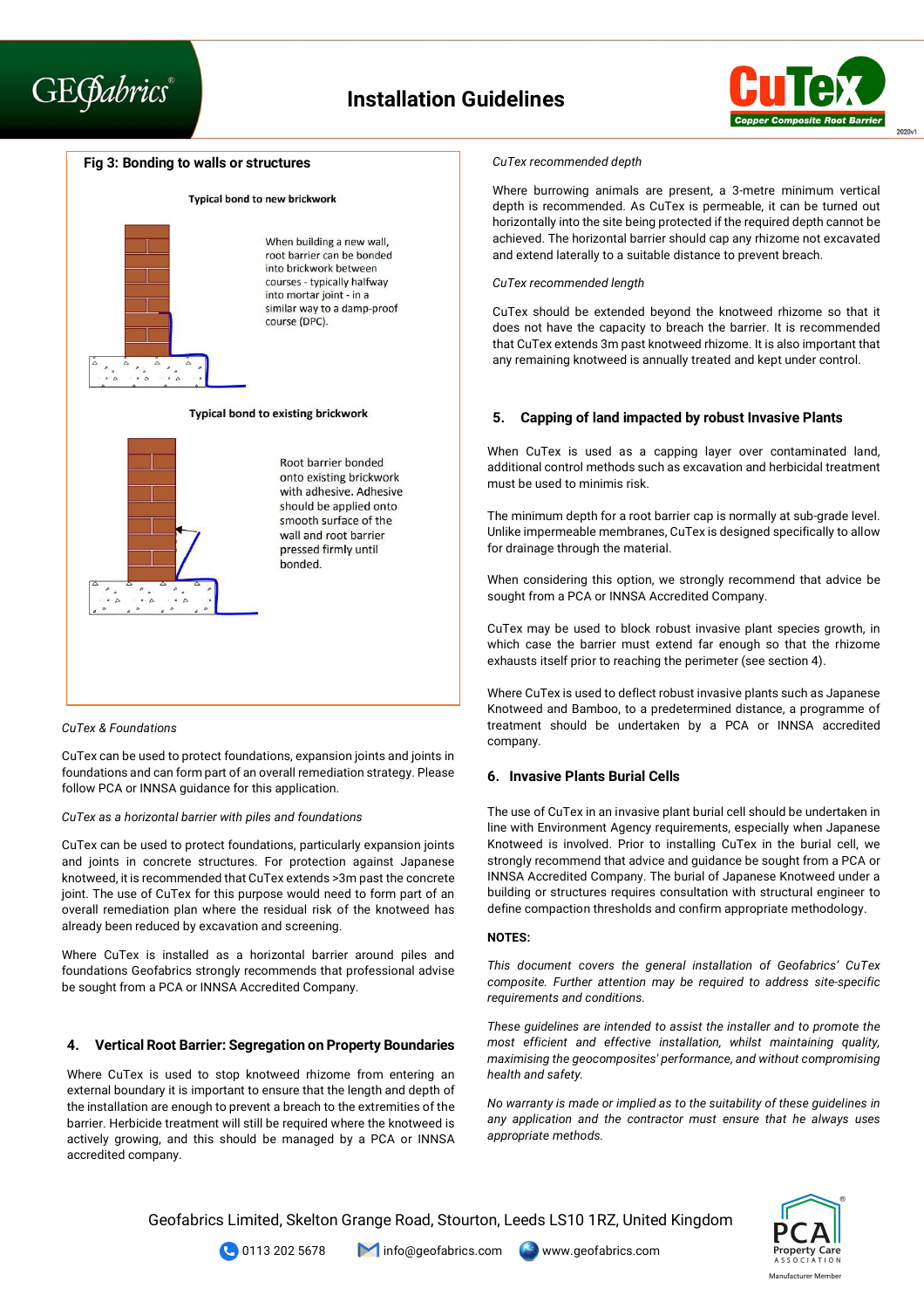## Fig 3: Bonding to walls or structures

Typical bond to new brickwork

When building a new wall, root barrier can be bonded into brickwork between courses - typically halfway into mortar joint - in a similar way to a damp-proof course (DPC).

Typical bond to existing brickwork

Root barrier bonded onto existing brickwork with adhesive. Adhesive should be applied onto smooth surface of the wall and root barrier pressed firmly until bonded.

*CuTex & Foundations*

CuTex can be used to protect foundations, expansion joints and joints in foundations and can form part of an overall remediation strategy. Please follow PCA or INNSA guidance for this application.

*CuTex as a horizontal barrier with piles and foundations*

CuTex can be used to protect foundations, particularly expansion joints and joints in concrete structures. For protection against Japanese knotweed, it is recommended that CuTex extends >3m past the concrete joint. The use of CuTex for this purpose would need to form part of an overall remediation plan where the residual risk of the knotweed has already been reduced by excavation and screening.

Where CuTex is installed as a horizontal barrier around piles and foundations Geofabrics strongly recommends that professional advise be sought from a PCA or INNSA Accredited Company.

## 4. Vertical Root Barrier: Segregation on Property Boundaries

Where CuTex is used to stop knotweed rhizome from entering an external boundary it is important to ensure that the length and depth of the installation are enough to prevent a breach to the extremities of the barrier. Herbicide treatment will still be required where the knotweed is actively growing, and this should be managed by a PCA or INNSA accredited company.

*CuTex recommended depth*

Where burrowing animals are present, a 3-metre minimum vertical depth is recommended. As CuTex is permeable, it can be turned out horizontally into the site being protected if the required depth cannot be achieved. The horizontal barrier should cap any rhizome not excavated and extend laterally to a suitable distance to prevent breach.

*CuTex recommended length*

CuTex should be extended beyond the knotweed rhizome so that it does not have the capacity to breach the barrier. It is recommended that CuTex extends 3m past knotweed rhizome. It is also important that any remaining knotweed is annually treated and kept under control.

## 5. Capping of land impacted by robust Invasive Plants

When CuTex is used as a capping layer over contaminated land, additional control methods such as excavation and herbicidal treatment must be used to minimis risk.

The minimum depth for a root barrier cap is normally at sub-grade level. Unlike impermeable membranes, CuTex is designed specifically to allow for drainage through the material.

When considering this option, we strongly recommend that advice be sought from a PCA or INNSA Accredited Company.

CuTex may be used to block robust invasive plant species growth, in which case the barrier must extend far enough so that the rhizome exhausts itself prior to reaching the perimeter (see section 4).

Where CuTex is used to deflect robust invasive plants such as Japanese Knotweed and Bamboo, to a predetermined distance, a programme of treatment should be undertaken by a PCA or INNSA accredited company.

## 6. Invasive Plants Burial Cells

The use of CuTex in an invasive plant burial cell should be undertaken in line with Environment Agency requirements, especially when Japanese Knotweed is involved. Prior to installing CuTex in the burial cell, we strongly recommend that advice and guidance be sought from a PCA or INNSA Accredited Company. The burial of Japanese Knotweed under a building or structures requires consultation with structural engineer to define compaction thresholds and confirm appropriate methodology.

**NOTES:**

*This document covers the general installation of Geofabrics' CuTex composite. Further attention may be required to address site-specific requirements and conditions.*

*These guidelines are intended to assist the installer and to promote the most efficient and effective installation, whilst maintaining quality, maximising the geocomposites' performance, and without compromising health and safety.*

*No warranty is made or implied as to the suitability of these guidelines in any application and the contractor must ensure that he always uses appropriate methods.*

Geofabrics Limited, Skelton Grange Road, Stourton, Leeds LS10 1RZ, United Kingdom

0113 202 5678 info@geofabrics.com www.geofabrics.com